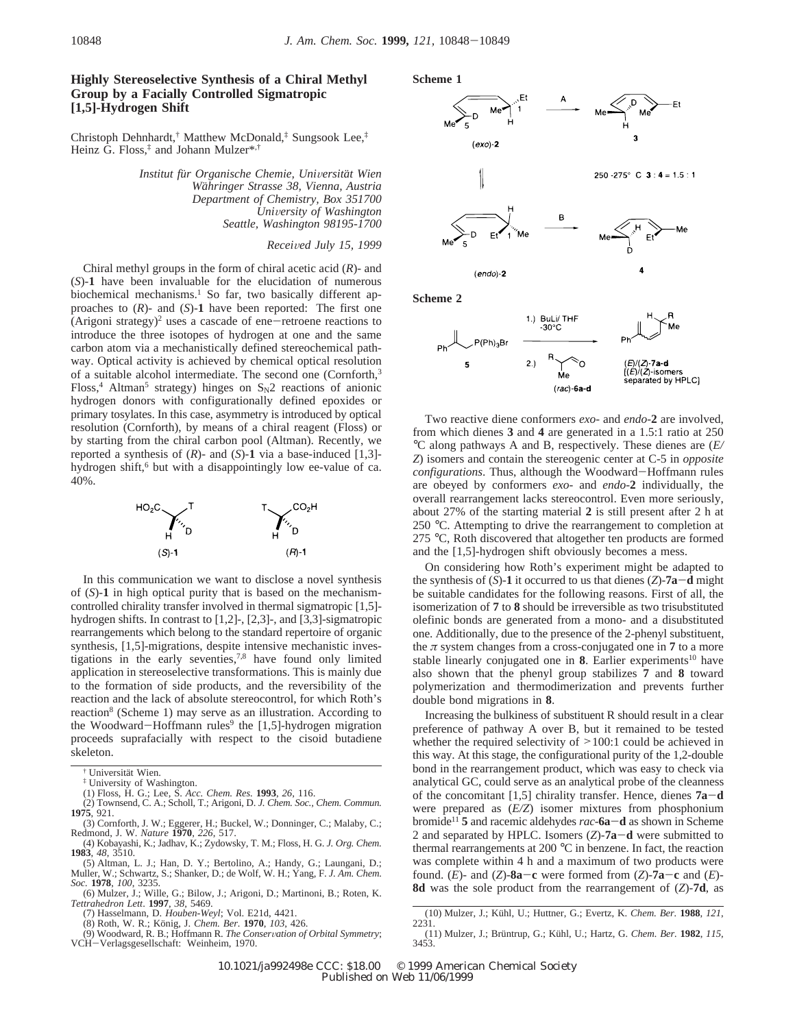# Highly Stereoselective Synthesis of a Chiral Methyl Group by a Facially Controlled Sigmatropic [1,5]-Hydrogen Shift

Christoph Dehnhardt,[†] Matthew McDonald,[‡] Sungsook Lee,[‡] Heinz G. Floss,[‡] and Johann Mulzer*,[†]

*Institut für Organische Chemie, Universität Wien*
*Währinger Strasse 38, Vienna, Austria*
*Department of Chemistry, Box 351700*
*University of Washington*
*Seattle, Washington 98195-1700*

*Received July 15, 1999*

Chiral methyl groups in the form of chiral acetic acid (*R*)- and (*S*)-**1** have been invaluable for the elucidation of numerous biochemical mechanisms.[1] So far, two basically different approaches to (*R*)- and (*S*)-**1** have been reported: The first one (Arigoni strategy)[2] uses a cascade of ene–retroene reactions to introduce the three isotopes of hydrogen at one and the same carbon atom via a mechanistically defined stereochemical pathway. Optical activity is achieved by chemical optical resolution of a suitable alcohol intermediate. The second one (Cornforth,[3] Floss,[4] Altman[5] strategy) hinges on $S_N2$ reactions of anionic hydrogen donors with configurationally defined epoxides or primary tosylates. In this case, asymmetry is introduced by optical resolution (Cornforth), by means of a chiral reagent (Floss) or by starting from the chiral carbon pool (Altman). Recently, we reported a synthesis of (*R*)- and (*S*)-**1** via a base-induced [1,3]-hydrogen shift,[6] but with a disappointingly low ee-value of ca. 40%.

(*S*)-**1** (*R*)-**1**

In this communication we want to disclose a novel synthesis of (*S*)-**1** in high optical purity that is based on the mechanism-controlled chirality transfer involved in thermal sigmatropic [1,5]-hydrogen shifts. In contrast to [1,2]-, [2,3]-, and [3,3]-sigmatropic rearrangements which belong to the standard repertoire of organic synthesis, [1,5]-migrations, despite intensive mechanistic investigations in the early seventies,[7,8] have found only limited application in stereoselective transformations. This is mainly due to the formation of side products, and the reversibility of the reaction and the lack of absolute stereocontrol, for which Roth's reaction[8] (Scheme 1) may serve as an illustration. According to the Woodward–Hoffmann rules[9] the [1,5]-hydrogen migration proceeds suprafacially with respect to the cisoid butadiene skeleton.

**Scheme 1**

(*exo*)-**2** —A→ **3**

250 -275° C **3** : **4** = 1.5 : 1

(*endo*)-**2** —B→ **4**

**Scheme 2**

**5** —1.) BuLi/ THF −30°C; 2.) (*rac*)-**6a**–**d**→ (*E*)/(*Z*)-**7a**–**d** [(*E*)/(*Z*)-isomers separated by HPLC]

Two reactive diene conformers *exo*- and *endo*-**2** are involved, from which dienes **3** and **4** are generated in a 1.5:1 ratio at 250 °C along pathways A and B, respectively. These dienes are (*E/Z*) isomers and contain the stereogenic center at C-5 in *opposite configurations*. Thus, although the Woodward–Hoffmann rules are obeyed by conformers *exo*- and *endo*-**2** individually, the overall rearrangement lacks stereocontrol. Even more seriously, about 27% of the starting material **2** is still present after 2 h at 250 °C. Attempting to drive the rearrangement to completion at 275 °C, Roth discovered that altogether ten products are formed and the [1,5]-hydrogen shift obviously becomes a mess.

On considering how Roth's experiment might be adapted to the synthesis of (*S*)-**1** it occurred to us that dienes (*Z*)-**7a**–**d** might be suitable candidates for the following reasons. First of all, the isomerization of **7** to **8** should be irreversible as two trisubstituted olefinic bonds are generated from a mono- and a disubstituted one. Additionally, due to the presence of the 2-phenyl substituent, the $\pi$ system changes from a cross-conjugated one in **7** to a more stable linearly conjugated one in **8**. Earlier experiments[10] have also shown that the phenyl group stabilizes **7** and **8** toward polymerization and thermodimerization and prevents further double bond migrations in **8**.

Increasing the bulkiness of substituent R should result in a clear preference of pathway A over B, but it remained to be tested whether the required selectivity of >100:1 could be achieved in this way. At this stage, the configurational purity of the 1,2-double bond in the rearrangement product, which was easy to check via analytical GC, could serve as an analytical probe of the cleanness of the concomitant [1,5] chirality transfer. Hence, dienes **7a**–**d** were prepared as (*E/Z*) isomer mixtures from phosphonium bromide[11] **5** and racemic aldehydes *rac*-**6a**–**d** as shown in Scheme 2 and separated by HPLC. Isomers (*Z*)-**7a**–**d** were submitted to thermal rearrangements at 200 °C in benzene. In fact, the reaction was complete within 4 h and a maximum of two products were found. (*E*)- and (*Z*)-**8a**–**c** were formed from (*Z*)-**7a**–**c** and (*E*)-**8d** was the sole product from the rearrangement of (*Z*)-**7d**, as

---

[†] Universität Wien.
[‡] University of Washington.
(1) Floss, H. G.; Lee, S. *Acc. Chem. Res.* **1993**, *26*, 116.
(2) Townsend, C. A.; Scholl, T.; Arigoni, D. *J. Chem. Soc., Chem. Commun.* **1975**, 921.
(3) Cornforth, J. W.; Eggerer, H.; Buckel, W.; Donninger, C.; Malaby, C.; Redmond, J. W. *Nature* **1970**, *226*, 517.
(4) Kobayashi, K.; Jadhav, K.; Zydowsky, T. M.; Floss, H. G. *J. Org. Chem.* **1983**, *48*, 3510.
(5) Altman, L. J.; Han, D. Y.; Bertolino, A.; Handy, G.; Laungani, D.; Muller, W.; Schwartz, S.; Shanker, D.; de Wolf, W. H.; Yang, F. *J. Am. Chem. Soc.* **1978**, *100*, 3235.
(6) Mulzer, J.; Wille, G.; Bilow, J.; Arigoni, D.; Martinoni, B.; Roten, K. *Tetrahedron Lett.* **1997**, *38*, 5469.
(7) Hasselmann, D. *Houben-Weyl*; Vol. E21d, 4421.
(8) Roth, W. R.; König, J. *Chem. Ber.* **1970**, *103*, 426.
(9) Woodward, R. B.; Hoffmann R. *The Conservation of Orbital Symmetry*; VCH–Verlagsgesellschaft: Weinheim, 1970.
(10) Mulzer, J.; Kühl, U.; Huttner, G.; Evertz, K. *Chem. Ber.* **1988**, *121*, 2231.
(11) Mulzer, J.; Brüntrup, G.; Kühl, U.; Hartz, G. *Chem. Ber.* **1982**, *115*, 3453.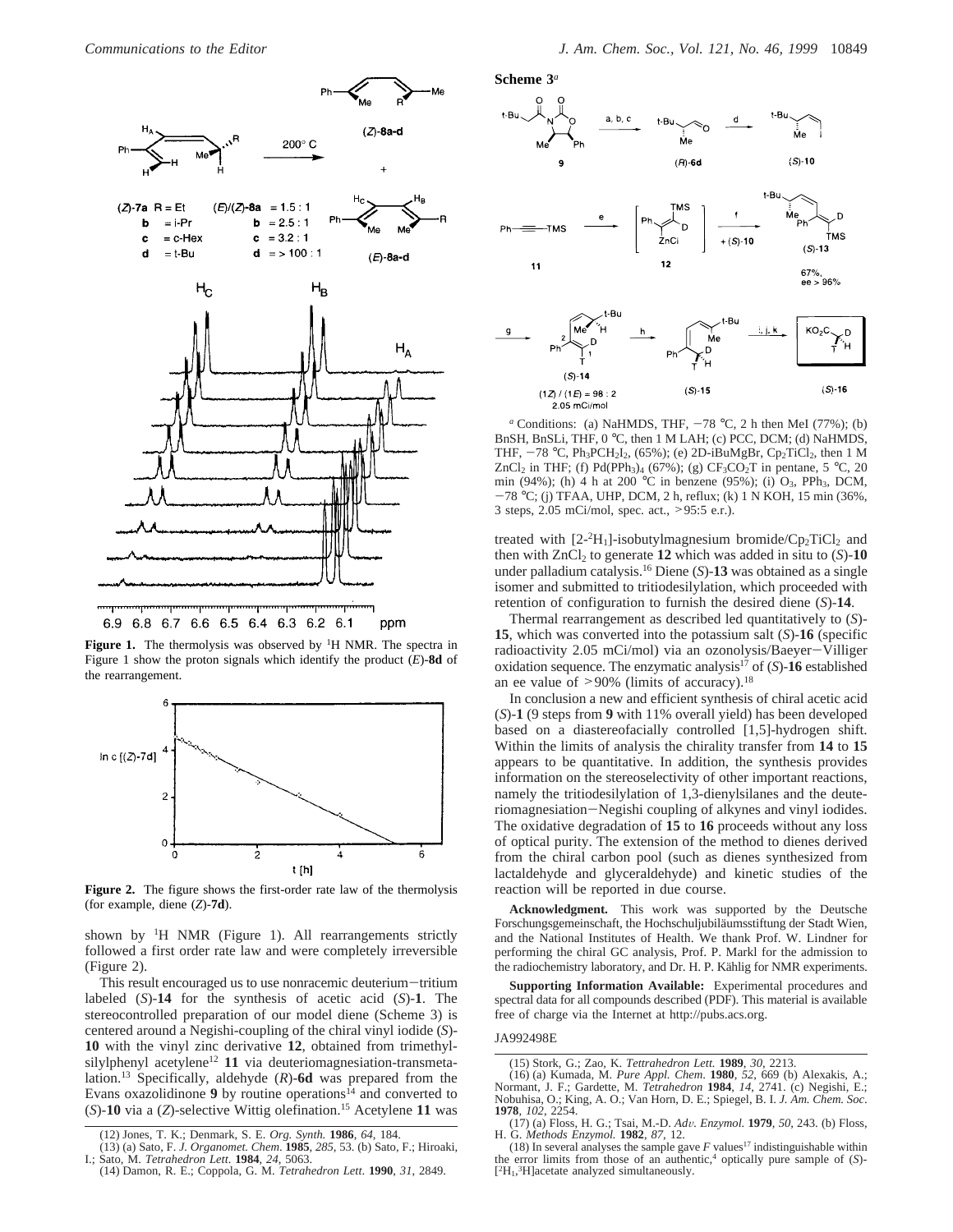Figure 1. The thermolysis was observed by $^1$H NMR. The spectra in Figure 1 show the proton signals which identify the product (*E*)-**8d** of the rearrangement.

Figure 2. The figure shows the first-order rate law of the thermolysis (for example, diene (*Z*)-**7d**).

shown by $^1$H NMR (Figure 1). All rearrangements strictly followed a first order rate law and were completely irreversible (Figure 2).

This result encouraged us to use nonracemic deuterium–tritium labeled (*S*)-**14** for the synthesis of acetic acid (*S*)-**1**. The stereocontrolled preparation of our model diene (Scheme 3) is centered around a Negishi-coupling of the chiral vinyl iodide (*S*)-**10** with the vinyl zinc derivative **12**, obtained from trimethylsilylphenyl acetylene[12] **11** via deuteriomagnesiation-transmetalation.[13] Specifically, aldehyde (*R*)-**6d** was prepared from the Evans oxazolidinone **9** by routine operations[14] and converted to (*S*)-**10** via a (*Z*)-selective Wittig olefination.[15] Acetylene **11** was treated with [2-$^2$H$_1$]-isobutylmagnesium bromide/$Cp_2TiCl_2$ and then with $ZnCl_2$ to generate **12** which was added in situ to (*S*)-**10** under palladium catalysis.[16] Diene (*S*)-**13** was obtained as a single isomer and submitted to tritiodesilylation, which proceeded with retention of configuration to furnish the desired diene (*S*)-**14**.

Thermal rearrangement as described led quantitatively to (*S*)-**15**, which was converted into the potassium salt (*S*)-**16** (specific radioactivity 2.05 mCi/mol) via an ozonolysis/Baeyer–Villiger oxidation sequence. The enzymatic analysis[17] of (*S*)-**16** established an ee value of >90% (limits of accuracy).[18]

**Scheme 3**[a]

[a] Conditions: (a) NaHMDS, THF, −78 °C, 2 h then MeI (77%); (b) BnSH, BnSLi, THF, 0 °C, then 1 M LAH; (c) PCC, DCM; (d) NaHMDS, THF, −78 °C, $Ph_3PCH_2I_2$, (65%); (e) 2D-iBuMgBr, $Cp_2TiCl_2$, then 1 M $ZnCl_2$ in THF; (f) $Pd(PPh_3)_4$ (67%); (g) $CF_3CO_2T$ in pentane, 5 °C, 20 min (94%); (h) 4 h at 200 °C in benzene (95%); (i) $O_3$, $PPh_3$, DCM, −78 °C; (j) TFAA, UHP, DCM, 2 h, reflux; (k) 1 N KOH, 15 min (36%, 3 steps, 2.05 mCi/mol, spec. act., >95:5 e.r.).

In conclusion a new and efficient synthesis of chiral acetic acid (*S*)-**1** (9 steps from **9** with 11% overall yield) has been developed based on a diastereofacially controlled [1,5]-hydrogen shift. Within the limits of analysis the chirality transfer from **14** to **15** appears to be quantitative. In addition, the synthesis provides information on the stereoselectivity of other important reactions, namely the tritiodesilylation of 1,3-dienylsilanes and the deuteriomagnesiation–Negishi coupling of alkynes and vinyl iodides. The oxidative degradation of **15** to **16** proceeds without any loss of optical purity. The extension of the method to dienes derived from the chiral carbon pool (such as dienes synthesized from lactaldehyde and glyceraldehyde) and kinetic studies of the reaction will be reported in due course.

**Acknowledgment.** This work was supported by the Deutsche Forschungsgemeinschaft, the Hochschuljubiläumsstiftung der Stadt Wien, and the National Institutes of Health. We thank Prof. W. Lindner for performing the chiral GC analysis, Prof. P. Markl for the admission to the radiochemistry laboratory, and Dr. H. P. Kählig for NMR experiments.

**Supporting Information Available:** Experimental procedures and spectral data for all compounds described (PDF). This material is available free of charge via the Internet at http://pubs.acs.org.

JA992498E

(12) Jones, T. K.; Denmark, S. E. *Org. Synth.* **1986**, *64*, 184.

(13) (a) Sato, F. *J. Organomet. Chem.* **1985**, *285*, 53. (b) Sato, F.; Hiroaki, I.; Sato, M. *Tetrahedron Lett.* **1984**, *24*, 5063.

(14) Damon, R. E.; Coppola, G. M. *Tetrahedron Lett.* **1990**, *31*, 2849.

(15) Stork, G.; Zao, K. *Tettrahedron Lett.* **1989**, *30*, 2213.

(16) (a) Kumada, M. *Pure Appl. Chem.* **1980**, *52*, 669 (b) Alexakis, A.; Normant, J. F.; Gardette, M. *Tetrahedron* **1984**, *14*, 2741. (c) Negishi, E.; Nobuhisa, O.; King, A. O.; Van Horn, D. E.; Spiegel, B. I. *J. Am. Chem. Soc.* **1978**, *102*, 2254.

(17) (a) Floss, H. G.; Tsai, M.-D. *Adv. Enzymol.* **1979**, *50*, 243. (b) Floss, H. G. *Methods Enzymol.* **1982**, *87*, 12.

(18) In several analyses the sample gave *F* values[17] indistinguishable within the error limits from those of an authentic,[4] optically pure sample of (*S*)-[$^2$H$_1$,$^3$H]acetate analyzed simultaneously.